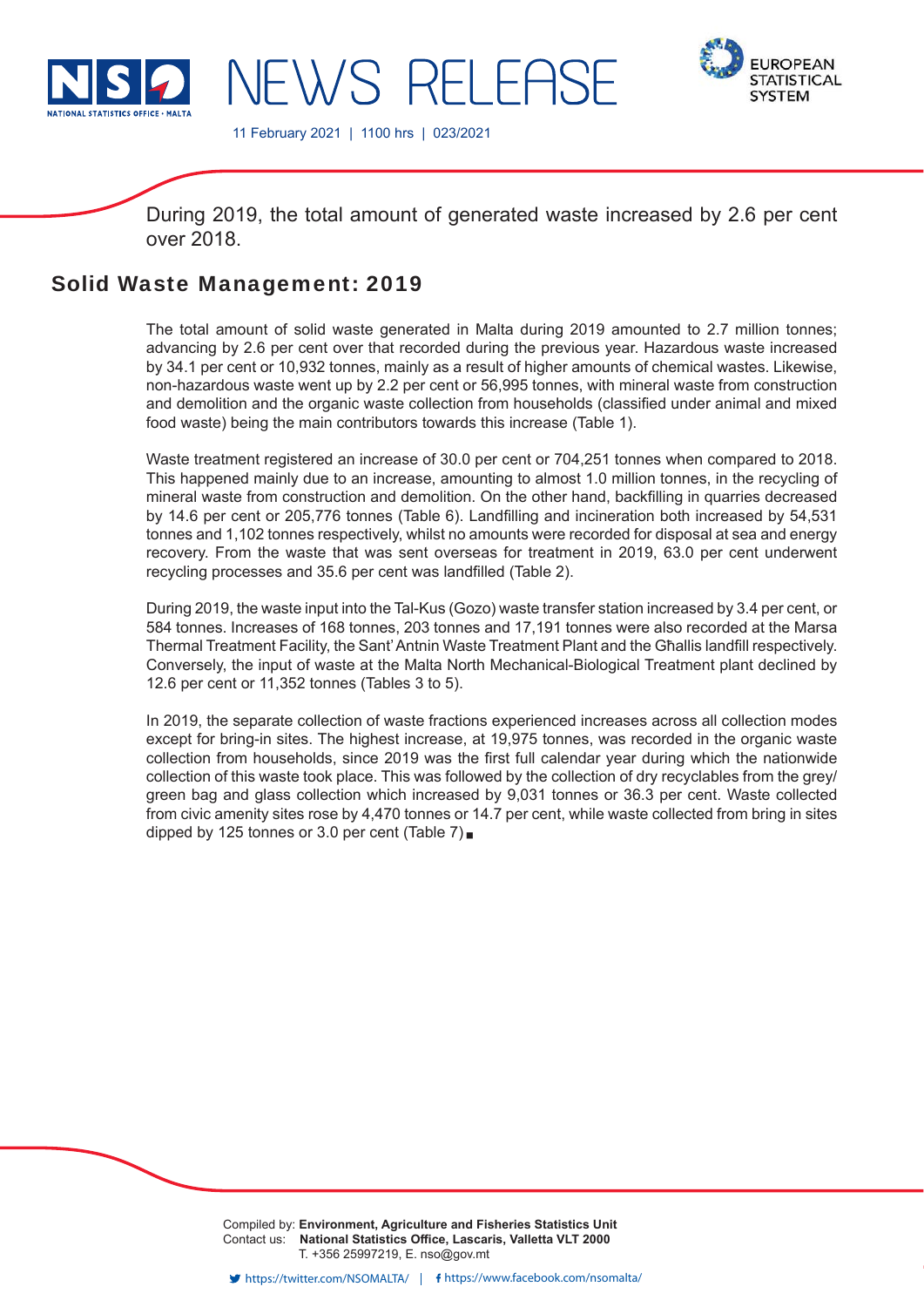NEWS RELEASE

11 February 2021 | 1100 hrs | 023/2021

During 2019, the total amount of generated waste increased by 2.6 per cent over 2018.

## Solid Waste Management: 2019

The total amount of solid waste generated in Malta during 2019 amounted to 2.7 million tonnes; advancing by 2.6 per cent over that recorded during the previous year. Hazardous waste increased by 34.1 per cent or 10,932 tonnes, mainly as a result of higher amounts of chemical wastes. Likewise, non-hazardous waste went up by 2.2 per cent or 56,995 tonnes, with mineral waste from construction and demolition and the organic waste collection from households (classified under animal and mixed food waste) being the main contributors towards this increase (Table 1).

Waste treatment registered an increase of 30.0 per cent or 704,251 tonnes when compared to 2018. This happened mainly due to an increase, amounting to almost 1.0 million tonnes, in the recycling of mineral waste from construction and demolition. On the other hand, backfilling in quarries decreased by 14.6 per cent or 205,776 tonnes (Table 6). Landfilling and incineration both increased by 54,531 tonnes and 1,102 tonnes respectively, whilst no amounts were recorded for disposal at sea and energy recovery. From the waste that was sent overseas for treatment in 2019, 63.0 per cent underwent recycling processes and 35.6 per cent was landfilled (Table 2).

During 2019, the waste input into the Tal-Kus (Gozo) waste transfer station increased by 3.4 per cent, or 584 tonnes. Increases of 168 tonnes, 203 tonnes and 17,191 tonnes were also recorded at the Marsa Thermal Treatment Facility, the Sant'Antnin Waste Treatment Plant and the Għallis landfill respectively. Conversely, the input of waste at the Malta North Mechanical-Biological Treatment plant declined by 12.6 per cent or 11,352 tonnes (Tables 3 to 5).

In 2019, the separate collection of waste fractions experienced increases across all collection modes except for bring-in sites. The highest increase, at 19,975 tonnes, was recorded in the organic waste collection from households, since 2019 was the first full calendar year during which the nationwide collection of this waste took place. This was followed by the collection of dry recyclables from the grey/green bag and glass collection which increased by 9,031 tonnes or 36.3 per cent. Waste collected from civic amenity sites rose by 4,470 tonnes or 14.7 per cent, while waste collected from bring in sites dipped by 125 tonnes or 3.0 per cent (Table 7) ■

Compiled by: **Environment, Agriculture and Fisheries Statistics Unit**
Contact us: **National Statistics Office, Lascaris, Valletta VLT 2000**
T. +356 25997219, E. nso@gov.mt

https://twitter.com/NSOMALTA/ | https://www.facebook.com/nsomalta/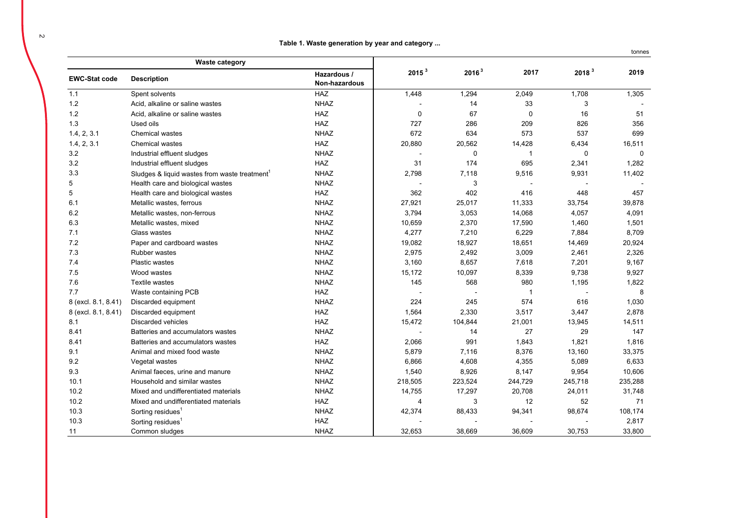**Table 1. Waste generation by year and category ...**

tonnes

| Waste category | | | | | | | |
|---|---|---|---|---|---|---|---|
| EWC-Stat code | Description | Hazardous / Non-hazardous | 2015 [3] | 2016 [3] | 2017 | 2018 [3] | 2019 |
| 1.1 | Spent solvents | HAZ | 1,448 | 1,294 | 2,049 | 1,708 | 1,305 |
| 1.2 | Acid, alkaline or saline wastes | NHAZ | - | 14 | 33 | 3 | - |
| 1.2 | Acid, alkaline or saline wastes | HAZ | 0 | 67 | 0 | 16 | 51 |
| 1.3 | Used oils | HAZ | 727 | 286 | 209 | 826 | 356 |
| 1.4, 2, 3.1 | Chemical wastes | NHAZ | 672 | 634 | 573 | 537 | 699 |
| 1.4, 2, 3.1 | Chemical wastes | HAZ | 20,880 | 20,562 | 14,428 | 6,434 | 16,511 |
| 3.2 | Industrial effluent sludges | NHAZ | - | 0 | 1 | 0 | 0 |
| 3.2 | Industrial effluent sludges | HAZ | 31 | 174 | 695 | 2,341 | 1,282 |
| 3.3 | Sludges & liquid wastes from waste treatment[1] | NHAZ | 2,798 | 7,118 | 9,516 | 9,931 | 11,402 |
| 5 | Health care and biological wastes | NHAZ | - | 3 | - | - | - |
| 5 | Health care and biological wastes | HAZ | 362 | 402 | 416 | 448 | 457 |
| 6.1 | Metallic wastes, ferrous | NHAZ | 27,921 | 25,017 | 11,333 | 33,754 | 39,878 |
| 6.2 | Metallic wastes, non-ferrous | NHAZ | 3,794 | 3,053 | 14,068 | 4,057 | 4,091 |
| 6.3 | Metallic wastes, mixed | NHAZ | 10,659 | 2,370 | 17,590 | 1,460 | 1,501 |
| 7.1 | Glass wastes | NHAZ | 4,277 | 7,210 | 6,229 | 7,884 | 8,709 |
| 7.2 | Paper and cardboard wastes | NHAZ | 19,082 | 18,927 | 18,651 | 14,469 | 20,924 |
| 7.3 | Rubber wastes | NHAZ | 2,975 | 2,492 | 3,009 | 2,461 | 2,326 |
| 7.4 | Plastic wastes | NHAZ | 3,160 | 8,657 | 7,618 | 7,201 | 9,167 |
| 7.5 | Wood wastes | NHAZ | 15,172 | 10,097 | 8,339 | 9,738 | 9,927 |
| 7.6 | Textile wastes | NHAZ | 145 | 568 | 980 | 1,195 | 1,822 |
| 7.7 | Waste containing PCB | HAZ | - | - | 1 | - | 8 |
| 8 (excl. 8.1, 8.41) | Discarded equipment | NHAZ | 224 | 245 | 574 | 616 | 1,030 |
| 8 (excl. 8.1, 8.41) | Discarded equipment | HAZ | 1,564 | 2,330 | 3,517 | 3,447 | 2,878 |
| 8.1 | Discarded vehicles | HAZ | 15,472 | 104,844 | 21,001 | 13,945 | 14,511 |
| 8.41 | Batteries and accumulators wastes | NHAZ | - | 14 | 27 | 29 | 147 |
| 8.41 | Batteries and accumulators wastes | HAZ | 2,066 | 991 | 1,843 | 1,821 | 1,816 |
| 9.1 | Animal and mixed food waste | NHAZ | 5,879 | 7,116 | 8,376 | 13,160 | 33,375 |
| 9.2 | Vegetal wastes | NHAZ | 6,866 | 4,608 | 4,355 | 5,089 | 6,633 |
| 9.3 | Animal faeces, urine and manure | NHAZ | 1,540 | 8,926 | 8,147 | 9,954 | 10,606 |
| 10.1 | Household and similar wastes | NHAZ | 218,505 | 223,524 | 244,729 | 245,718 | 235,288 |
| 10.2 | Mixed and undifferentiated materials | NHAZ | 14,755 | 17,297 | 20,708 | 24,011 | 31,748 |
| 10.2 | Mixed and undifferentiated materials | HAZ | 4 | 3 | 12 | 52 | 71 |
| 10.3 | Sorting residues[1] | NHAZ | 42,374 | 88,433 | 94,341 | 98,674 | 108,174 |
| 10.3 | Sorting residues[1] | HAZ | - | - | - | - | 2,817 |
| 11 | Common sludges | NHAZ | 32,653 | 38,669 | 36,609 | 30,753 | 33,800 |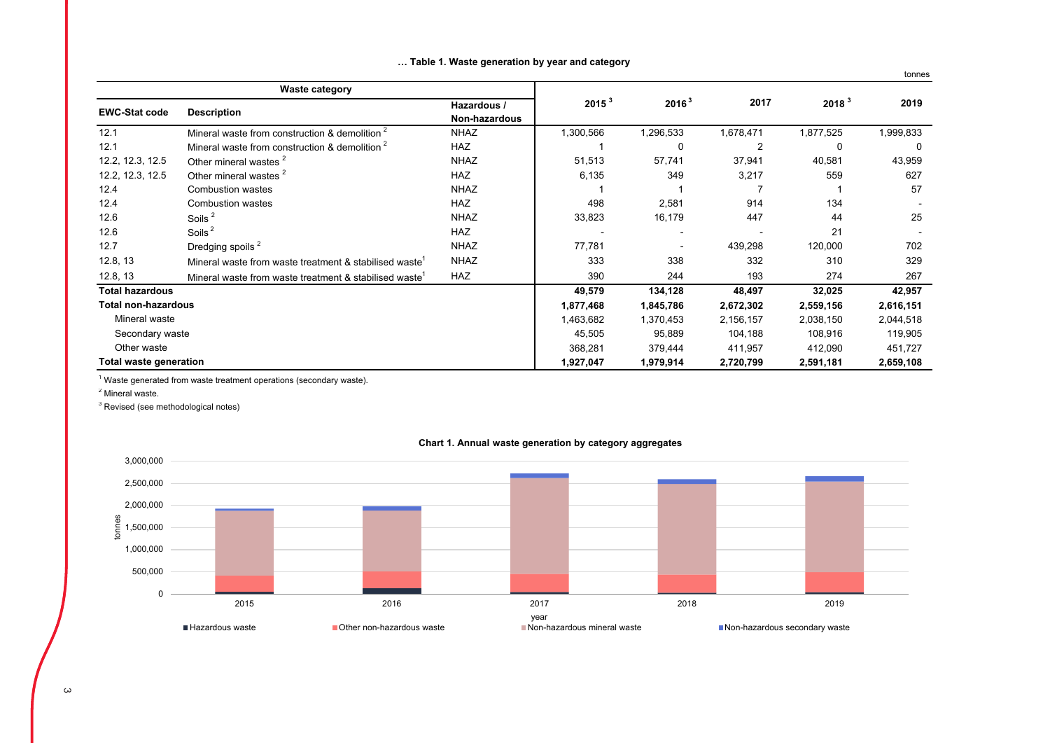**… Table 1. Waste generation by year and category**

tonnes

| Waste category | | | 2015 [3] | 2016 [3] | 2017 | 2018 [3] | 2019 |
|---|---|---|---|---|---|---|---|
| EWC-Stat code | Description | Hazardous / Non-hazardous | | | | | |
| 12.1 | Mineral waste from construction & demolition [2] | NHAZ | 1,300,566 | 1,296,533 | 1,678,471 | 1,877,525 | 1,999,833 |
| 12.1 | Mineral waste from construction & demolition [2] | HAZ | 1 | 0 | 2 | 0 | 0 |
| 12.2, 12.3, 12.5 | Other mineral wastes [2] | NHAZ | 51,513 | 57,741 | 37,941 | 40,581 | 43,959 |
| 12.2, 12.3, 12.5 | Other mineral wastes [2] | HAZ | 6,135 | 349 | 3,217 | 559 | 627 |
| 12.4 | Combustion wastes | NHAZ | 1 | 1 | 7 | 1 | 57 |
| 12.4 | Combustion wastes | HAZ | 498 | 2,581 | 914 | 134 | - |
| 12.6 | Soils [2] | NHAZ | 33,823 | 16,179 | 447 | 44 | 25 |
| 12.6 | Soils [2] | HAZ | - | - | - | 21 | - |
| 12.7 | Dredging spoils [2] | NHAZ | 77,781 | - | 439,298 | 120,000 | 702 |
| 12.8, 13 | Mineral waste from waste treatment & stabilised waste[1] | NHAZ | 333 | 338 | 332 | 310 | 329 |
| 12.8, 13 | Mineral waste from waste treatment & stabilised waste[1] | HAZ | 390 | 244 | 193 | 274 | 267 |
| **Total hazardous** | | | **49,579** | **134,128** | **48,497** | **32,025** | **42,957** |
| **Total non-hazardous** | | | **1,877,468** | **1,845,786** | **2,672,302** | **2,559,156** | **2,616,151** |
| Mineral waste | | | 1,463,682 | 1,370,453 | 2,156,157 | 2,038,150 | 2,044,518 |
| Secondary waste | | | 45,505 | 95,889 | 104,188 | 108,916 | 119,905 |
| Other waste | | | 368,281 | 379,444 | 411,957 | 412,090 | 451,727 |
| **Total waste generation** | | | **1,927,047** | **1,979,914** | **2,720,799** | **2,591,181** | **2,659,108** |

[1] Waste generated from waste treatment operations (secondary waste).

[2] Mineral waste.

[3] Revised (see methodological notes)

**Chart 1. Annual waste generation by category aggregates**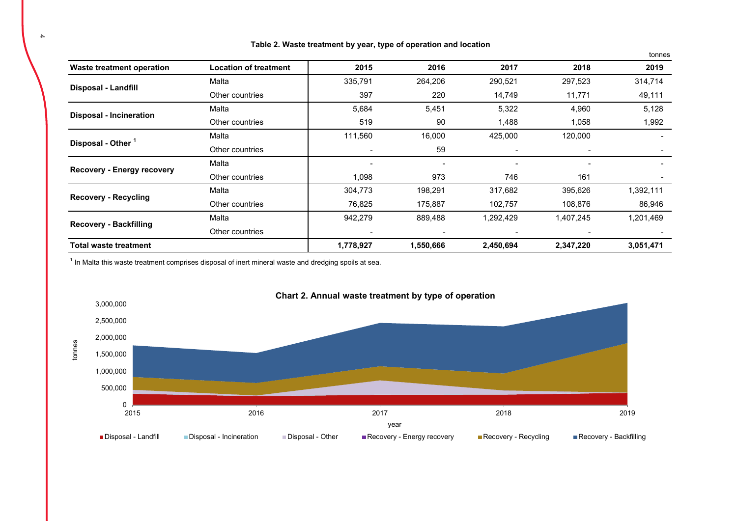**Table 2. Waste treatment by year, type of operation and location**

tonnes

| Waste treatment operation | Location of treatment | 2015 | 2016 | 2017 | 2018 | 2019 |
|---|---|---|---|---|---|---|
| **Disposal - Landfill** | Malta | 335,791 | 264,206 | 290,521 | 297,523 | 314,714 |
| | Other countries | 397 | 220 | 14,749 | 11,771 | 49,111 |
| **Disposal - Incineration** | Malta | 5,684 | 5,451 | 5,322 | 4,960 | 5,128 |
| | Other countries | 519 | 90 | 1,488 | 1,058 | 1,992 |
| **Disposal - Other** [1] | Malta | 111,560 | 16,000 | 425,000 | 120,000 | - |
| | Other countries | - | 59 | - | - | - |
| **Recovery - Energy recovery** | Malta | - | - | - | - | - |
| | Other countries | 1,098 | 973 | 746 | 161 | - |
| **Recovery - Recycling** | Malta | 304,773 | 198,291 | 317,682 | 395,626 | 1,392,111 |
| | Other countries | 76,825 | 175,887 | 102,757 | 108,876 | 86,946 |
| **Recovery - Backfilling** | Malta | 942,279 | 889,488 | 1,292,429 | 1,407,245 | 1,201,469 |
| | Other countries | - | - | - | - | - |
| **Total waste treatment** | | **1,778,927** | **1,550,666** | **2,450,694** | **2,347,220** | **3,051,471** |

[1] In Malta this waste treatment comprises disposal of inert mineral waste and dredging spoils at sea.

**Chart 2. Annual waste treatment by type of operation**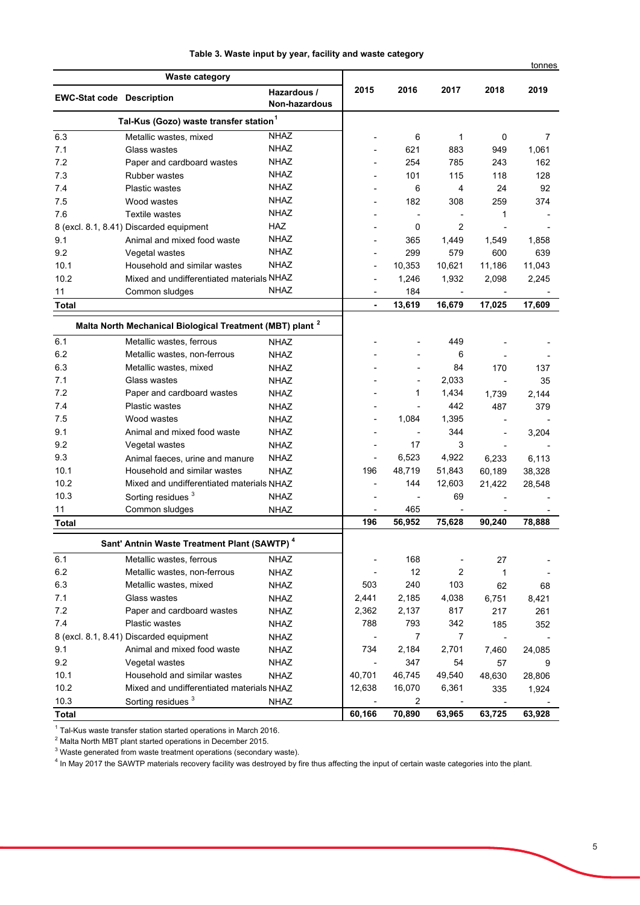**Table 3. Waste input by year, facility and waste category**

tonnes

| EWC-Stat code | Description | Hazardous / Non-hazardous | 2015 | 2016 | 2017 | 2018 | 2019 |
|---|---|---|---|---|---|---|---|
| **Tal-Kus (Gozo) waste transfer station** [1] | | | | | | | |
| 6.3 | Metallic wastes, mixed | NHAZ | - | 6 | 1 | 0 | 7 |
| 7.1 | Glass wastes | NHAZ | - | 621 | 883 | 949 | 1,061 |
| 7.2 | Paper and cardboard wastes | NHAZ | - | 254 | 785 | 243 | 162 |
| 7.3 | Rubber wastes | NHAZ | - | 101 | 115 | 118 | 128 |
| 7.4 | Plastic wastes | NHAZ | - | 6 | 4 | 24 | 92 |
| 7.5 | Wood wastes | NHAZ | - | 182 | 308 | 259 | 374 |
| 7.6 | Textile wastes | NHAZ | - | - | - | 1 | - |
| 8 (excl. 8.1, 8.41) | Discarded equipment | HAZ | - | 0 | 2 | - | - |
| 9.1 | Animal and mixed food waste | NHAZ | - | 365 | 1,449 | 1,549 | 1,858 |
| 9.2 | Vegetal wastes | NHAZ | - | 299 | 579 | 600 | 639 |
| 10.1 | Household and similar wastes | NHAZ | - | 10,353 | 10,621 | 11,186 | 11,043 |
| 10.2 | Mixed and undifferentiated materials | NHAZ | - | 1,246 | 1,932 | 2,098 | 2,245 |
| 11 | Common sludges | NHAZ | - | 184 | - | - | - |
| **Total** | | | **-** | **13,619** | **16,679** | **17,025** | **17,609** |
| **Malta North Mechanical Biological Treatment (MBT) plant** [2] | | | | | | | |
| 6.1 | Metallic wastes, ferrous | NHAZ | - | - | 449 | - | - |
| 6.2 | Metallic wastes, non-ferrous | NHAZ | - | - | 6 | - | - |
| 6.3 | Metallic wastes, mixed | NHAZ | - | - | 84 | 170 | 137 |
| 7.1 | Glass wastes | NHAZ | - | - | 2,033 | - | 35 |
| 7.2 | Paper and cardboard wastes | NHAZ | - | 1 | 1,434 | 1,739 | 2,144 |
| 7.4 | Plastic wastes | NHAZ | - | - | 442 | 487 | 379 |
| 7.5 | Wood wastes | NHAZ | - | 1,084 | 1,395 | - | - |
| 9.1 | Animal and mixed food waste | NHAZ | - | - | 344 | - | 3,204 |
| 9.2 | Vegetal wastes | NHAZ | - | 17 | 3 | - | - |
| 9.3 | Animal faeces, urine and manure | NHAZ | - | 6,523 | 4,922 | 6,233 | 6,113 |
| 10.1 | Household and similar wastes | NHAZ | 196 | 48,719 | 51,843 | 60,189 | 38,328 |
| 10.2 | Mixed and undifferentiated materials | NHAZ | - | 144 | 12,603 | 21,422 | 28,548 |
| 10.3 | Sorting residues [3] | NHAZ | - | - | 69 | - | - |
| 11 | Common sludges | NHAZ | - | 465 | - | - | - |
| **Total** | | | **196** | **56,952** | **75,628** | **90,240** | **78,888** |
| **Sant' Antnin Waste Treatment Plant (SAWTP)** [4] | | | | | | | |
| 6.1 | Metallic wastes, ferrous | NHAZ | - | 168 | - | 27 | - |
| 6.2 | Metallic wastes, non-ferrous | NHAZ | - | 12 | 2 | 1 | - |
| 6.3 | Metallic wastes, mixed | NHAZ | 503 | 240 | 103 | 62 | 68 |
| 7.1 | Glass wastes | NHAZ | 2,441 | 2,185 | 4,038 | 6,751 | 8,421 |
| 7.2 | Paper and cardboard wastes | NHAZ | 2,362 | 2,137 | 817 | 217 | 261 |
| 7.4 | Plastic wastes | NHAZ | 788 | 793 | 342 | 185 | 352 |
| 8 (excl. 8.1, 8.41) | Discarded equipment | NHAZ | - | 7 | 7 | - | - |
| 9.1 | Animal and mixed food waste | NHAZ | 734 | 2,184 | 2,701 | 7,460 | 24,085 |
| 9.2 | Vegetal wastes | NHAZ | - | 347 | 54 | 57 | 9 |
| 10.1 | Household and similar wastes | NHAZ | 40,701 | 46,745 | 49,540 | 48,630 | 28,806 |
| 10.2 | Mixed and undifferentiated materials | NHAZ | 12,638 | 16,070 | 6,361 | 335 | 1,924 |
| 10.3 | Sorting residues [3] | NHAZ | - | 2 | - | - | - |
| **Total** | | | **60,166** | **70,890** | **63,965** | **63,725** | **63,928** |

[1] Tal-Kus waste transfer station started operations in March 2016.
[2] Malta North MBT plant started operations in December 2015.
[3] Waste generated from waste treatment operations (secondary waste).
[4] In May 2017 the SAWTP materials recovery facility was destroyed by fire thus affecting the input of certain waste categories into the plant.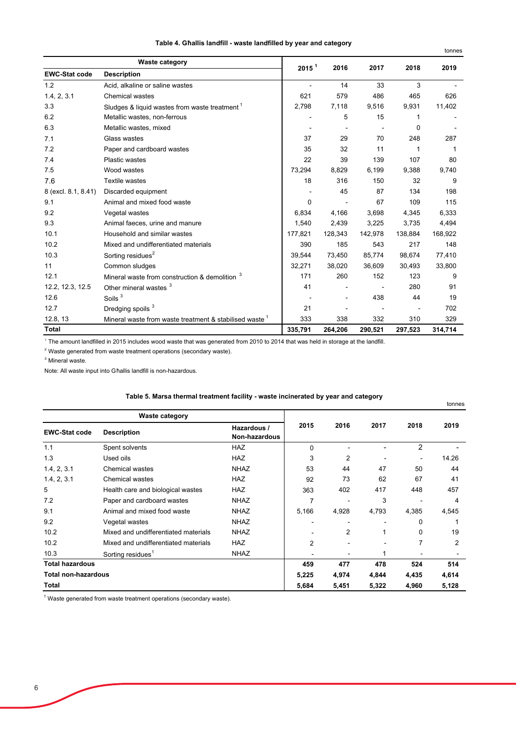**Table 4. Għallis landfill - waste landfilled by year and category**

tonnes

| Waste category | | 2015 [1] | 2016 | 2017 | 2018 | 2019 |
|---|---|---|---|---|---|---|
| **EWC-Stat code** | **Description** | | | | | |
| 1.2 | Acid, alkaline or saline wastes | - | 14 | 33 | 3 | - |
| 1.4, 2, 3.1 | Chemical wastes | 621 | 579 | 486 | 465 | 626 |
| 3.3 | Sludges & liquid wastes from waste treatment [1] | 2,798 | 7,118 | 9,516 | 9,931 | 11,402 |
| 6.2 | Metallic wastes, non-ferrous | - | 5 | 15 | 1 | - |
| 6.3 | Metallic wastes, mixed | - | - | - | 0 | - |
| 7.1 | Glass wastes | 37 | 29 | 70 | 248 | 287 |
| 7.2 | Paper and cardboard wastes | 35 | 32 | 11 | 1 | 1 |
| 7.4 | Plastic wastes | 22 | 39 | 139 | 107 | 80 |
| 7.5 | Wood wastes | 73,294 | 8,829 | 6,199 | 9,388 | 9,740 |
| 7.6 | Textile wastes | 18 | 316 | 150 | 32 | 9 |
| 8 (excl. 8.1, 8.41) | Discarded equipment | - | 45 | 87 | 134 | 198 |
| 9.1 | Animal and mixed food waste | 0 | - | 67 | 109 | 115 |
| 9.2 | Vegetal wastes | 6,834 | 4,166 | 3,698 | 4,345 | 6,333 |
| 9.3 | Animal faeces, urine and manure | 1,540 | 2,439 | 3,225 | 3,735 | 4,494 |
| 10.1 | Household and similar wastes | 177,821 | 128,343 | 142,978 | 138,884 | 168,922 |
| 10.2 | Mixed and undifferentiated materials | 390 | 185 | 543 | 217 | 148 |
| 10.3 | Sorting residues [2] | 39,544 | 73,450 | 85,774 | 98,674 | 77,410 |
| 11 | Common sludges | 32,271 | 38,020 | 36,609 | 30,493 | 33,800 |
| 12.1 | Mineral waste from construction & demolition [3] | 171 | 260 | 152 | 123 | 9 |
| 12.2, 12.3, 12.5 | Other mineral wastes [3] | 41 | - | - | 280 | 91 |
| 12.6 | Soils [3] | - | - | 438 | 44 | 19 |
| 12.7 | Dredging spoils [3] | 21 | - | - | - | 702 |
| 12.8, 13 | Mineral waste from waste treatment & stabilised waste [1] | 333 | 338 | 332 | 310 | 329 |
| **Total** | | **335,791** | **264,206** | **290,521** | **297,523** | **314,714** |

[1] The amount landfilled in 2015 includes wood waste that was generated from 2010 to 2014 that was held in storage at the landfill.

[2] Waste generated from waste treatment operations (secondary waste).

[3] Mineral waste.

Note: All waste input into Għallis landfill is non-hazardous.

**Table 5. Marsa thermal treatment facility - waste incinerated by year and category**

tonnes

| Waste category | | | 2015 | 2016 | 2017 | 2018 | 2019 |
|---|---|---|---|---|---|---|---|
| **EWC-Stat code** | **Description** | **Hazardous / Non-hazardous** | | | | | |
| 1.1 | Spent solvents | HAZ | 0 | - | - | 2 | - |
| 1.3 | Used oils | HAZ | 3 | 2 | - | - | 14.26 |
| 1.4, 2, 3.1 | Chemical wastes | NHAZ | 53 | 44 | 47 | 50 | 44 |
| 1.4, 2, 3.1 | Chemical wastes | HAZ | 92 | 73 | 62 | 67 | 41 |
| 5 | Health care and biological wastes | HAZ | 363 | 402 | 417 | 448 | 457 |
| 7.2 | Paper and cardboard wastes | NHAZ | 7 | - | 3 | - | 4 |
| 9.1 | Animal and mixed food waste | NHAZ | 5,166 | 4,928 | 4,793 | 4,385 | 4,545 |
| 9.2 | Vegetal wastes | NHAZ | - | - | - | 0 | 1 |
| 10.2 | Mixed and undifferentiated materials | NHAZ | - | 2 | 1 | 0 | 19 |
| 10.2 | Mixed and undifferentiated materials | HAZ | 2 | - | - | 7 | 2 |
| 10.3 | Sorting residues [1] | NHAZ | - | - | 1 | - | - |
| **Total hazardous** | | | **459** | **477** | **478** | **524** | **514** |
| **Total non-hazardous** | | | **5,225** | **4,974** | **4,844** | **4,435** | **4,614** |
| **Total** | | | **5,684** | **5,451** | **5,322** | **4,960** | **5,128** |

[1] Waste generated from waste treatment operations (secondary waste).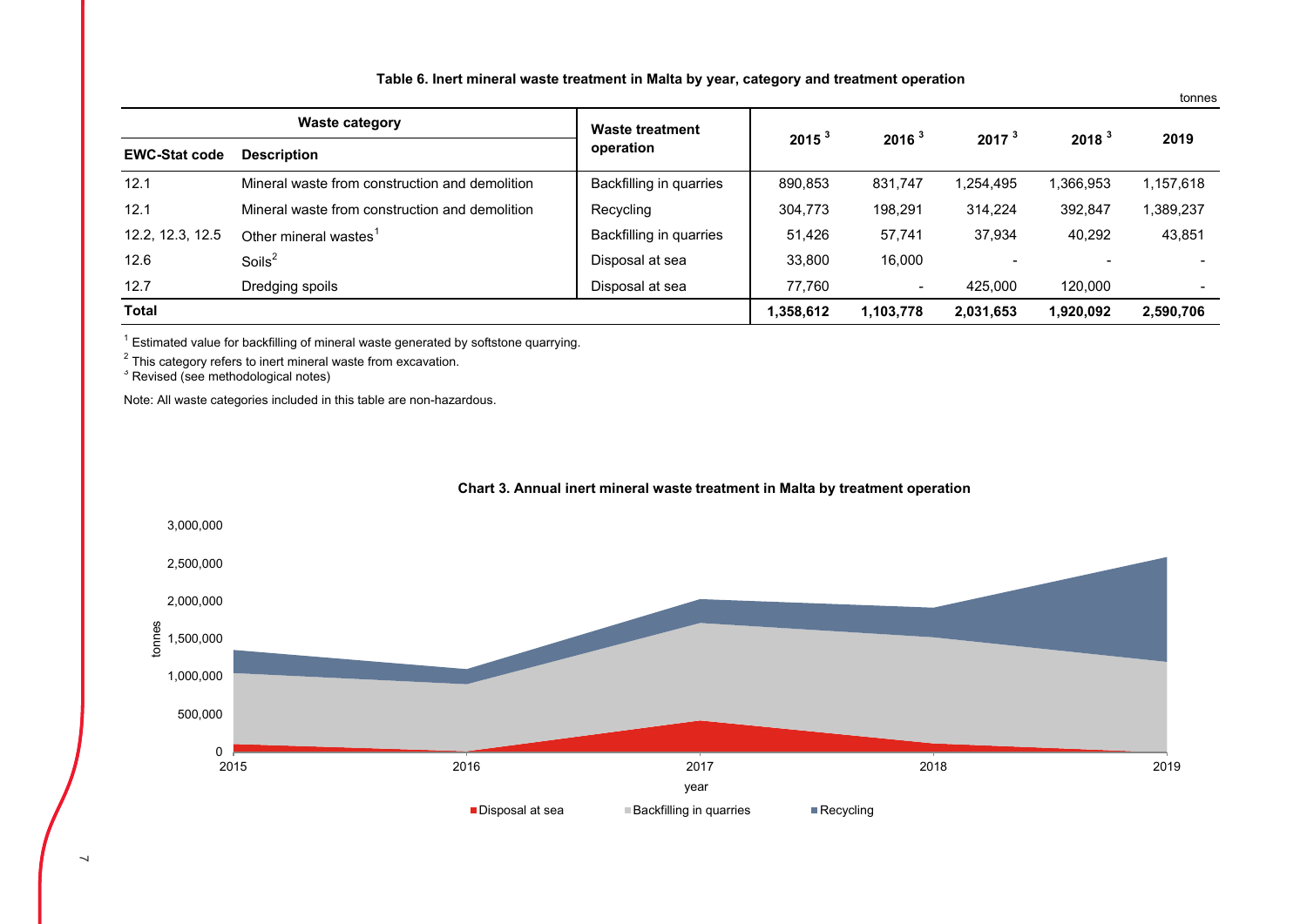**Table 6. Inert mineral waste treatment in Malta by year, category and treatment operation**

tonnes

| Waste category | | Waste treatment operation | 2015 [3] | 2016 [3] | 2017 [3] | 2018 [3] | 2019 |
|---|---|---|---|---|---|---|---|
| **EWC-Stat code** | **Description** | | | | | | |
| 12.1 | Mineral waste from construction and demolition | Backfilling in quarries | 890,853 | 831,747 | 1,254,495 | 1,366,953 | 1,157,618 |
| 12.1 | Mineral waste from construction and demolition | Recycling | 304,773 | 198,291 | 314,224 | 392,847 | 1,389,237 |
| 12.2, 12.3, 12.5 | Other mineral wastes[1] | Backfilling in quarries | 51,426 | 57,741 | 37,934 | 40,292 | 43,851 |
| 12.6 | Soils[2] | Disposal at sea | 33,800 | 16,000 | - | - | - |
| 12.7 | Dredging spoils | Disposal at sea | 77,760 | - | 425,000 | 120,000 | - |
| **Total** | | | **1,358,612** | **1,103,778** | **2,031,653** | **1,920,092** | **2,590,706** |

[1] Estimated value for backfilling of mineral waste generated by softstone quarrying.

[2] This category refers to inert mineral waste from excavation.

[3] Revised (see methodological notes)

Note: All waste categories included in this table are non-hazardous.

**Chart 3. Annual inert mineral waste treatment in Malta by treatment operation**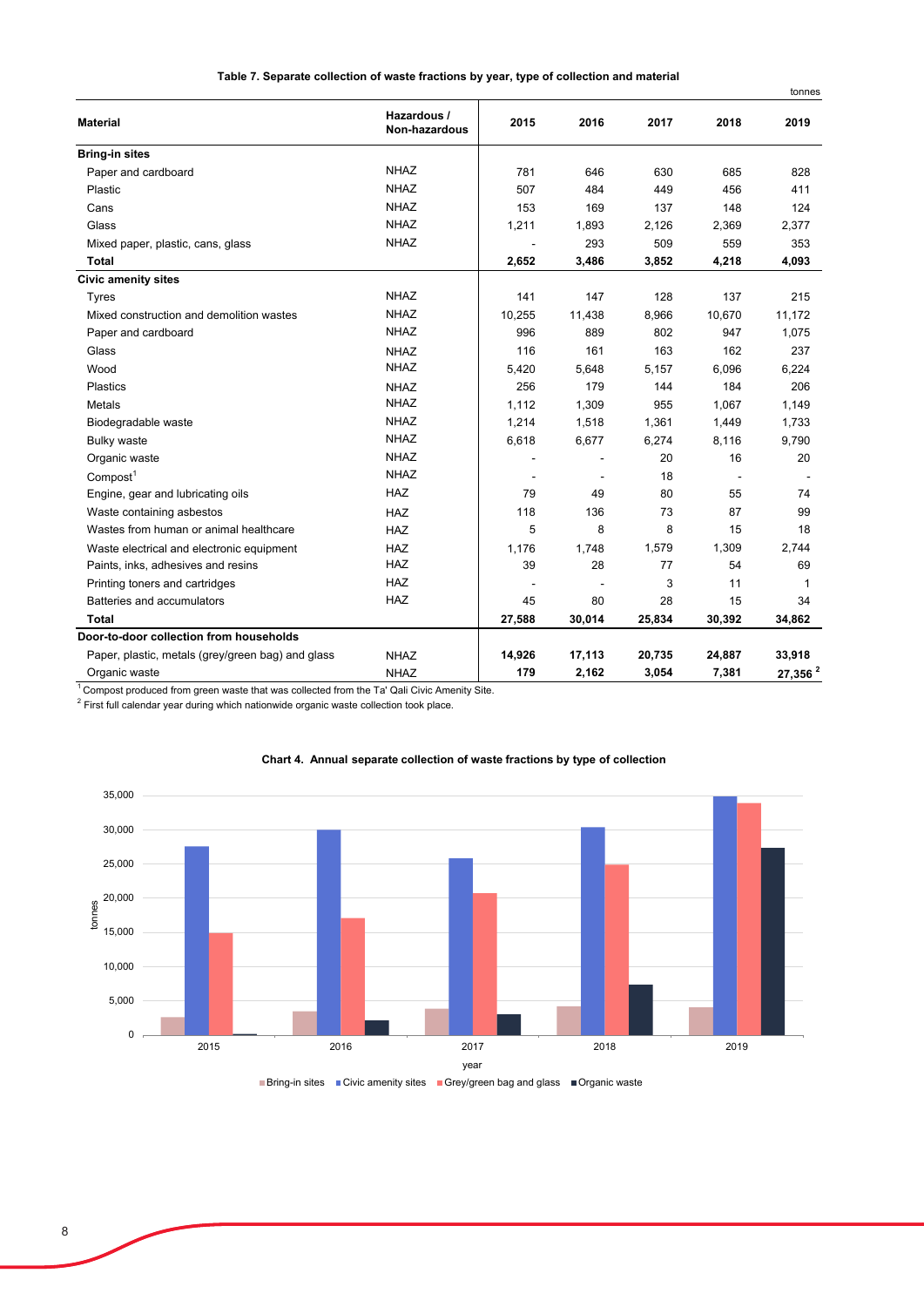**Table 7. Separate collection of waste fractions by year, type of collection and material**

tonnes

| Material | Hazardous / Non-hazardous | 2015 | 2016 | 2017 | 2018 | 2019 |
|---|---|---|---|---|---|---|
| **Bring-in sites** | | | | | | |
| Paper and cardboard | NHAZ | 781 | 646 | 630 | 685 | 828 |
| Plastic | NHAZ | 507 | 484 | 449 | 456 | 411 |
| Cans | NHAZ | 153 | 169 | 137 | 148 | 124 |
| Glass | NHAZ | 1,211 | 1,893 | 2,126 | 2,369 | 2,377 |
| Mixed paper, plastic, cans, glass | NHAZ | - | 293 | 509 | 559 | 353 |
| **Total** | | **2,652** | **3,486** | **3,852** | **4,218** | **4,093** |
| **Civic amenity sites** | | | | | | |
| Tyres | NHAZ | 141 | 147 | 128 | 137 | 215 |
| Mixed construction and demolition wastes | NHAZ | 10,255 | 11,438 | 8,966 | 10,670 | 11,172 |
| Paper and cardboard | NHAZ | 996 | 889 | 802 | 947 | 1,075 |
| Glass | NHAZ | 116 | 161 | 163 | 162 | 237 |
| Wood | NHAZ | 5,420 | 5,648 | 5,157 | 6,096 | 6,224 |
| Plastics | NHAZ | 256 | 179 | 144 | 184 | 206 |
| Metals | NHAZ | 1,112 | 1,309 | 955 | 1,067 | 1,149 |
| Biodegradable waste | NHAZ | 1,214 | 1,518 | 1,361 | 1,449 | 1,733 |
| Bulky waste | NHAZ | 6,618 | 6,677 | 6,274 | 8,116 | 9,790 |
| Organic waste | NHAZ | - | - | 20 | 16 | 20 |
| Compost[1] | NHAZ | - | - | 18 | - | - |
| Engine, gear and lubricating oils | HAZ | 79 | 49 | 80 | 55 | 74 |
| Waste containing asbestos | HAZ | 118 | 136 | 73 | 87 | 99 |
| Wastes from human or animal healthcare | HAZ | 5 | 8 | 8 | 15 | 18 |
| Waste electrical and electronic equipment | HAZ | 1,176 | 1,748 | 1,579 | 1,309 | 2,744 |
| Paints, inks, adhesives and resins | HAZ | 39 | 28 | 77 | 54 | 69 |
| Printing toners and cartridges | HAZ | - | - | 3 | 11 | 1 |
| Batteries and accumulators | HAZ | 45 | 80 | 28 | 15 | 34 |
| **Total** | | **27,588** | **30,014** | **25,834** | **30,392** | **34,862** |
| **Door-to-door collection from households** | | | | | | |
| Paper, plastic, metals (grey/green bag) and glass | NHAZ | **14,926** | **17,113** | **20,735** | **24,887** | **33,918** |
| Organic waste | NHAZ | **179** | **2,162** | **3,054** | **7,381** | **27,356** [2] |

[1] Compost produced from green waste that was collected from the Ta' Qali Civic Amenity Site.

[2] First full calendar year during which nationwide organic waste collection took place.

**Chart 4. Annual separate collection of waste fractions by type of collection**

| year | Bring-in sites | Civic amenity sites | Grey/green bag and glass | Organic waste |
|---|---|---|---|---|
| 2015 | 2,652 | 27,588 | 14,926 | 179 |
| 2016 | 3,486 | 30,014 | 17,113 | 2,162 |
| 2017 | 3,852 | 25,834 | 20,735 | 3,054 |
| 2018 | 4,218 | 30,392 | 24,887 | 7,381 |
| 2019 | 4,093 | 34,862 | 33,918 | 27,356 |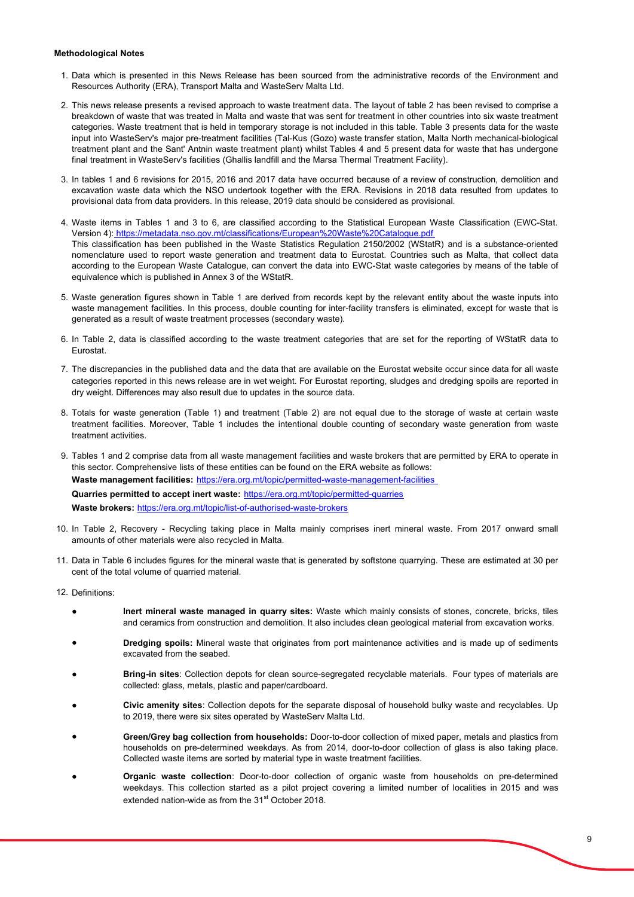**Methodological Notes**

1. Data which is presented in this News Release has been sourced from the administrative records of the Environment and Resources Authority (ERA), Transport Malta and WasteServ Malta Ltd.

2. This news release presents a revised approach to waste treatment data. The layout of table 2 has been revised to comprise a breakdown of waste that was treated in Malta and waste that was sent for treatment in other countries into six waste treatment categories. Waste treatment that is held in temporary storage is not included in this table. Table 3 presents data for the waste input into WasteServ's major pre-treatment facilities (Tal-Kus (Gozo) waste transfer station, Malta North mechanical-biological treatment plant and the Sant' Antnin waste treatment plant) whilst Tables 4 and 5 present data for waste that has undergone final treatment in WasteServ's facilities (Ghallis landfill and the Marsa Thermal Treatment Facility).

3. In tables 1 and 6 revisions for 2015, 2016 and 2017 data have occurred because of a review of construction, demolition and excavation waste data which the NSO undertook together with the ERA. Revisions in 2018 data resulted from updates to provisional data from data providers. In this release, 2019 data should be considered as provisional.

4. Waste items in Tables 1 and 3 to 6, are classified according to the Statistical European Waste Classification (EWC-Stat. Version 4): https://metadata.nso.gov.mt/classifications/European%20Waste%20Catalogue.pdf
   This classification has been published in the Waste Statistics Regulation 2150/2002 (WStatR) and is a substance-oriented nomenclature used to report waste generation and treatment data to Eurostat. Countries such as Malta, that collect data according to the European Waste Catalogue, can convert the data into EWC-Stat waste categories by means of the table of equivalence which is published in Annex 3 of the WStatR.

5. Waste generation figures shown in Table 1 are derived from records kept by the relevant entity about the waste inputs into waste management facilities. In this process, double counting for inter-facility transfers is eliminated, except for waste that is generated as a result of waste treatment processes (secondary waste).

6. In Table 2, data is classified according to the waste treatment categories that are set for the reporting of WStatR data to Eurostat.

7. The discrepancies in the published data and the data that are available on the Eurostat website occur since data for all waste categories reported in this news release are in wet weight. For Eurostat reporting, sludges and dredging spoils are reported in dry weight. Differences may also result due to updates in the source data.

8. Totals for waste generation (Table 1) and treatment (Table 2) are not equal due to the storage of waste at certain waste treatment facilities. Moreover, Table 1 includes the intentional double counting of secondary waste generation from waste treatment activities.

9. Tables 1 and 2 comprise data from all waste management facilities and waste brokers that are permitted by ERA to operate in this sector. Comprehensive lists of these entities can be found on the ERA website as follows:
   **Waste management facilities:** https://era.org.mt/topic/permitted-waste-management-facilities
   **Quarries permitted to accept inert waste:** https://era.org.mt/topic/permitted-quarries
   **Waste brokers:** https://era.org.mt/topic/list-of-authorised-waste-brokers

10. In Table 2, Recovery - Recycling taking place in Malta mainly comprises inert mineral waste. From 2017 onward small amounts of other materials were also recycled in Malta.

11. Data in Table 6 includes figures for the mineral waste that is generated by softstone quarrying. These are estimated at 30 per cent of the total volume of quarried material.

12. Definitions:

    - **Inert mineral waste managed in quarry sites:** Waste which mainly consists of stones, concrete, bricks, tiles and ceramics from construction and demolition. It also includes clean geological material from excavation works.
    - **Dredging spoils:** Mineral waste that originates from port maintenance activities and is made up of sediments excavated from the seabed.
    - **Bring-in sites**: Collection depots for clean source-segregated recyclable materials. Four types of materials are collected: glass, metals, plastic and paper/cardboard.
    - **Civic amenity sites**: Collection depots for the separate disposal of household bulky waste and recyclables. Up to 2019, there were six sites operated by WasteServ Malta Ltd.
    - **Green/Grey bag collection from households:** Door-to-door collection of mixed paper, metals and plastics from households on pre-determined weekdays. As from 2014, door-to-door collection of glass is also taking place. Collected waste items are sorted by material type in waste treatment facilities.
    - **Organic waste collection**: Door-to-door collection of organic waste from households on pre-determined weekdays. This collection started as a pilot project covering a limited number of localities in 2015 and was extended nation-wide as from the 31st October 2018.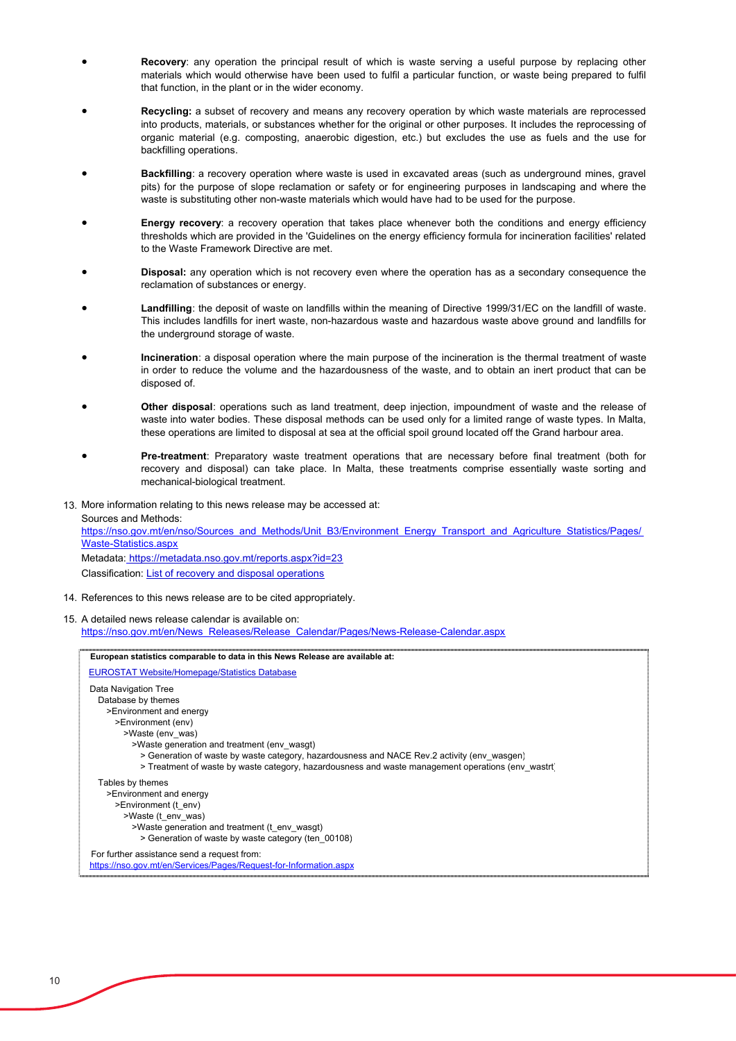- **Recovery**: any operation the principal result of which is waste serving a useful purpose by replacing other materials which would otherwise have been used to fulfil a particular function, or waste being prepared to fulfil that function, in the plant or in the wider economy.

- **Recycling:** a subset of recovery and means any recovery operation by which waste materials are reprocessed into products, materials, or substances whether for the original or other purposes. It includes the reprocessing of organic material (e.g. composting, anaerobic digestion, etc.) but excludes the use as fuels and the use for backfilling operations.

- **Backfilling**: a recovery operation where waste is used in excavated areas (such as underground mines, gravel pits) for the purpose of slope reclamation or safety or for engineering purposes in landscaping and where the waste is substituting other non-waste materials which would have had to be used for the purpose.

- **Energy recovery**: a recovery operation that takes place whenever both the conditions and energy efficiency thresholds which are provided in the 'Guidelines on the energy efficiency formula for incineration facilities' related to the Waste Framework Directive are met.

- **Disposal:** any operation which is not recovery even where the operation has as a secondary consequence the reclamation of substances or energy.

- **Landfilling**: the deposit of waste on landfills within the meaning of Directive 1999/31/EC on the landfill of waste. This includes landfills for inert waste, non-hazardous waste and hazardous waste above ground and landfills for the underground storage of waste.

- **Incineration**: a disposal operation where the main purpose of the incineration is the thermal treatment of waste in order to reduce the volume and the hazardousness of the waste, and to obtain an inert product that can be disposed of.

- **Other disposal**: operations such as land treatment, deep injection, impoundment of waste and the release of waste into water bodies. These disposal methods can be used only for a limited range of waste types. In Malta, these operations are limited to disposal at sea at the official spoil ground located off the Grand harbour area.

- **Pre-treatment**: Preparatory waste treatment operations that are necessary before final treatment (both for recovery and disposal) can take place. In Malta, these treatments comprise essentially waste sorting and mechanical-biological treatment.

13. More information relating to this news release may be accessed at:
    Sources and Methods:
    https://nso.gov.mt/en/nso/Sources_and_Methods/Unit_B3/Environment_Energy_Transport_and_Agriculture_Statistics/Pages/Waste-Statistics.aspx
    Metadata: https://metadata.nso.gov.mt/reports.aspx?id=23
    Classification: List of recovery and disposal operations

14. References to this news release are to be cited appropriately.

15. A detailed news release calendar is available on:
    https://nso.gov.mt/en/News_Releases/Release_Calendar/Pages/News-Release-Calendar.aspx

**European statistics comparable to data in this News Release are available at:**

EUROSTAT Website/Homepage/Statistics Database

Data Navigation Tree
Database by themes
>Environment and energy
>Environment (env)
>Waste (env_was)
>Waste generation and treatment (env_wasgt)
> Generation of waste by waste category, hazardousness and NACE Rev.2 activity (env_wasgen)
> Treatment of waste by waste category, hazardousness and waste management operations (env_wastrt)

Tables by themes
>Environment and energy
>Environment (t_env)
>Waste (t_env_was)
>Waste generation and treatment (t_env_wasgt)
> Generation of waste by waste category (ten_00108)

For further assistance send a request from:
https://nso.gov.mt/en/Services/Pages/Request-for-Information.aspx